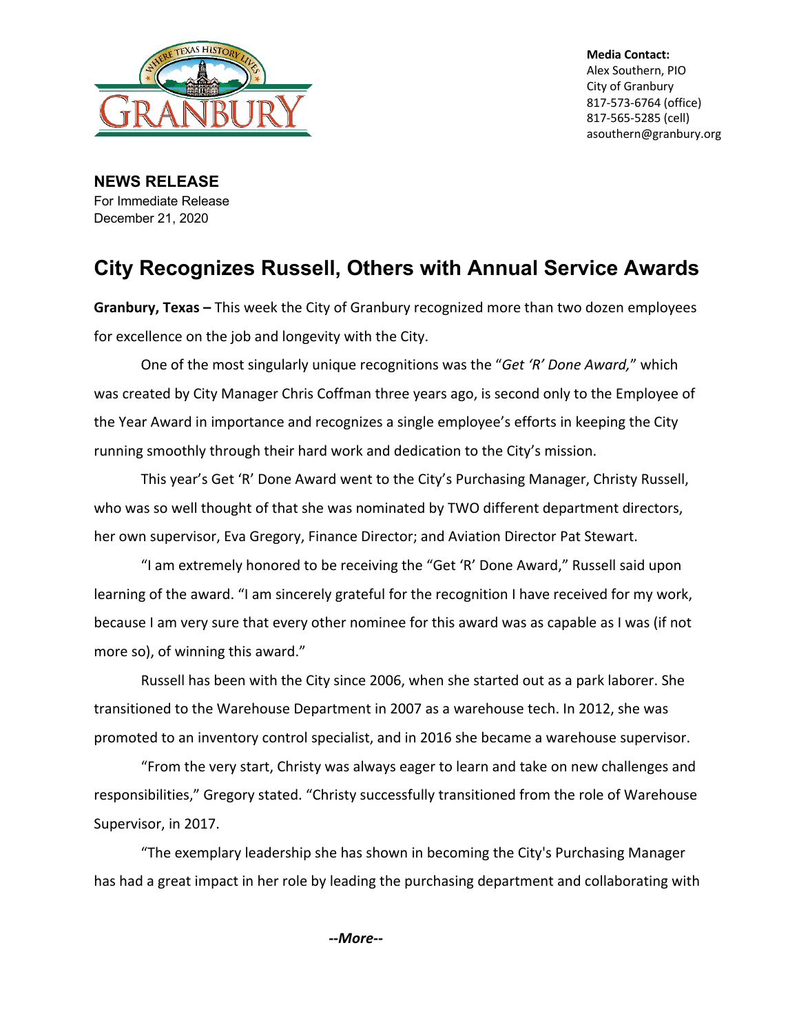**Media Contact:**
Alex Southern, PIO
City of Granbury
817-573-6764 (office)
817-565-5285 (cell)
asouthern@granbury.org

**NEWS RELEASE**
For Immediate Release
December 21, 2020

# City Recognizes Russell, Others with Annual Service Awards

**Granbury, Texas –** This week the City of Granbury recognized more than two dozen employees for excellence on the job and longevity with the City.

One of the most singularly unique recognitions was the "*Get 'R' Done Award,*" which was created by City Manager Chris Coffman three years ago, is second only to the Employee of the Year Award in importance and recognizes a single employee's efforts in keeping the City running smoothly through their hard work and dedication to the City's mission.

This year's Get 'R' Done Award went to the City's Purchasing Manager, Christy Russell, who was so well thought of that she was nominated by TWO different department directors, her own supervisor, Eva Gregory, Finance Director; and Aviation Director Pat Stewart.

"I am extremely honored to be receiving the "Get 'R' Done Award," Russell said upon learning of the award. "I am sincerely grateful for the recognition I have received for my work, because I am very sure that every other nominee for this award was as capable as I was (if not more so), of winning this award."

Russell has been with the City since 2006, when she started out as a park laborer. She transitioned to the Warehouse Department in 2007 as a warehouse tech. In 2012, she was promoted to an inventory control specialist, and in 2016 she became a warehouse supervisor.

"From the very start, Christy was always eager to learn and take on new challenges and responsibilities," Gregory stated. "Christy successfully transitioned from the role of Warehouse Supervisor, in 2017.

"The exemplary leadership she has shown in becoming the City's Purchasing Manager has had a great impact in her role by leading the purchasing department and collaborating with

***--More--***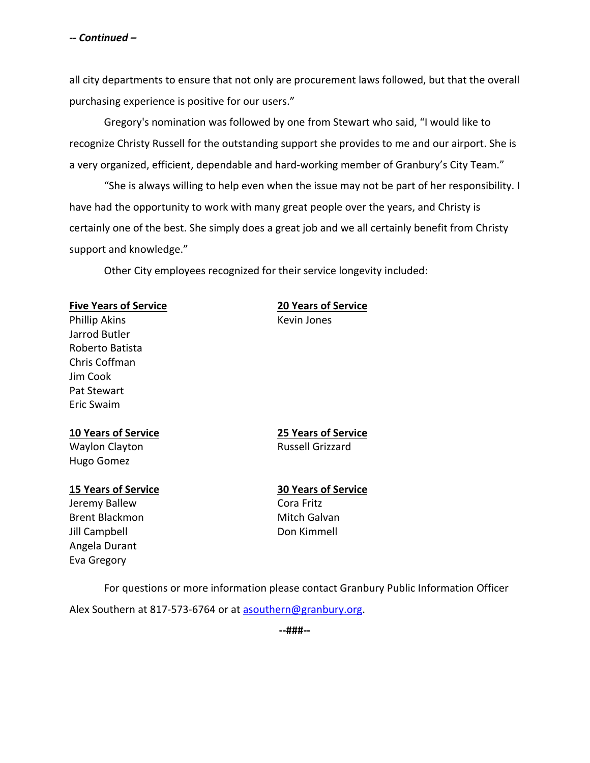*-- Continued –*

all city departments to ensure that not only are procurement laws followed, but that the overall purchasing experience is positive for our users."

Gregory's nomination was followed by one from Stewart who said, "I would like to recognize Christy Russell for the outstanding support she provides to me and our airport. She is a very organized, efficient, dependable and hard-working member of Granbury's City Team."

"She is always willing to help even when the issue may not be part of her responsibility. I have had the opportunity to work with many great people over the years, and Christy is certainly one of the best. She simply does a great job and we all certainly benefit from Christy support and knowledge."

Other City employees recognized for their service longevity included:

**Five Years of Service**

Phillip Akins
Jarrod Butler
Roberto Batista
Chris Coffman
Jim Cook
Pat Stewart
Eric Swaim

**10 Years of Service**

Waylon Clayton
Hugo Gomez

**15 Years of Service**

Jeremy Ballew
Brent Blackmon
Jill Campbell
Angela Durant
Eva Gregory

**20 Years of Service**

Kevin Jones

**25 Years of Service**

Russell Grizzard

**30 Years of Service**

Cora Fritz
Mitch Galvan
Don Kimmell

For questions or more information please contact Granbury Public Information Officer Alex Southern at 817-573-6764 or at asouthern@granbury.org.

**--###--**